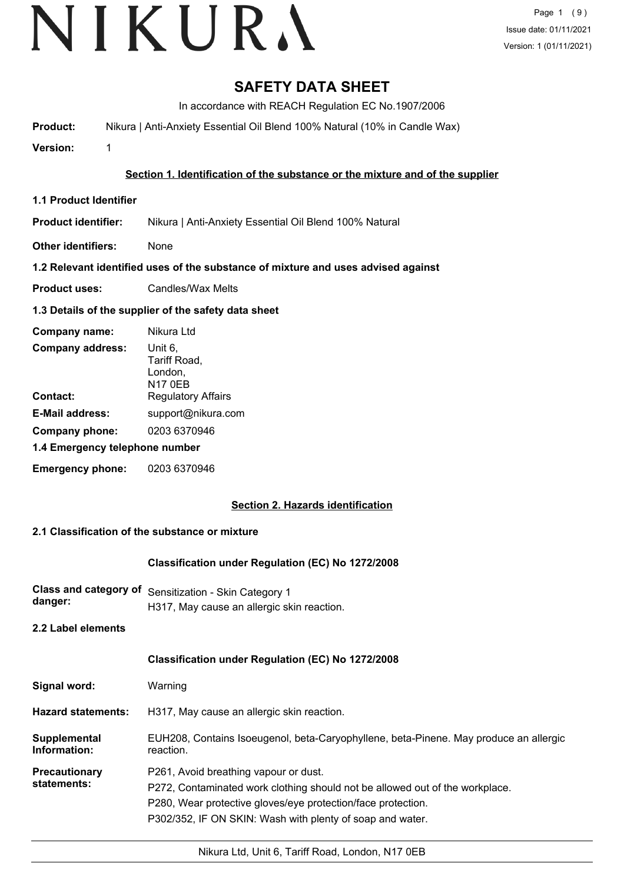# SAFETY DATA SHEET

In accordance with REACH Regulation EC No.1907/2006

**Product:** Nikura | Anti-Anxiety Essential Oil Blend 100% Natural (10% in Candle Wax)

**Version:** 1

## Section 1. Identification of the substance or the mixture and of the supplier

### 1.1 Product Identifier

**Product identifier:** Nikura | Anti-Anxiety Essential Oil Blend 100% Natural

**Other identifiers:** None

### 1.2 Relevant identified uses of the substance of mixture and uses advised against

**Product uses:** Candles/Wax Melts

### 1.3 Details of the supplier of the safety data sheet

**Company name:** Nikura Ltd

**Company address:** Unit 6, Tariff Road, London, N17 0EB

**Contact:** Regulatory Affairs

**E-Mail address:** support@nikura.com

**Company phone:** 0203 6370946

### 1.4 Emergency telephone number

**Emergency phone:** 0203 6370946

## Section 2. Hazards identification

### 2.1 Classification of the substance or mixture

**Classification under Regulation (EC) No 1272/2008**

**Class and category of danger:** Sensitization - Skin Category 1
H317, May cause an allergic skin reaction.

### 2.2 Label elements

**Classification under Regulation (EC) No 1272/2008**

**Signal word:** Warning

**Hazard statements:** H317, May cause an allergic skin reaction.

**Supplemental Information:** EUH208, Contains Isoeugenol, beta-Caryophyllene, beta-Pinene. May produce an allergic reaction.

**Precautionary statements:**
P261, Avoid breathing vapour or dust.
P272, Contaminated work clothing should not be allowed out of the workplace.
P280, Wear protective gloves/eye protection/face protection.
P302/352, IF ON SKIN: Wash with plenty of soap and water.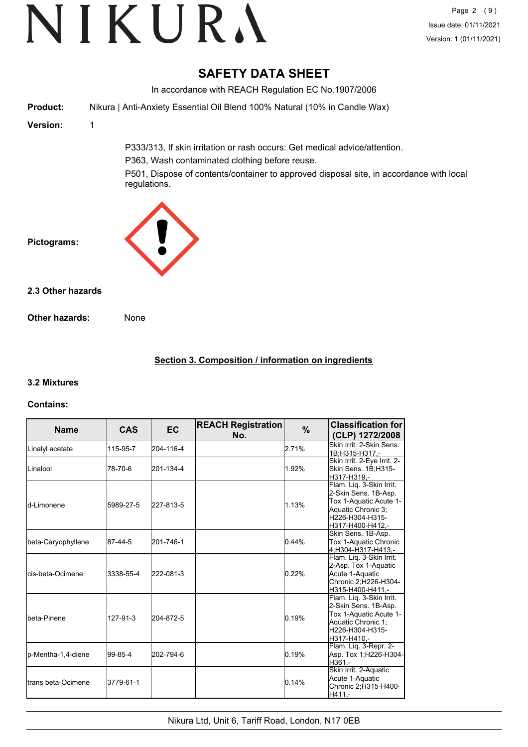# SAFETY DATA SHEET

In accordance with REACH Regulation EC No.1907/2006

**Product:** Nikura | Anti-Anxiety Essential Oil Blend 100% Natural (10% in Candle Wax)

**Version:** 1

P333/313, If skin irritation or rash occurs: Get medical advice/attention.

P363, Wash contaminated clothing before reuse.

P501, Dispose of contents/container to approved disposal site, in accordance with local regulations.

**Pictograms:**

**2.3 Other hazards**

**Other hazards:** None

## Section 3. Composition / information on ingredients

**3.2 Mixtures**

**Contains:**

| Name | CAS | EC | REACH Registration No. | % | Classification for (CLP) 1272/2008 |
|---|---|---|---|---|---|
| Linalyl acetate | 115-95-7 | 204-116-4 | | 2.71% | Skin Irrit. 2-Skin Sens. 1B;H315-H317,- |
| Linalool | 78-70-6 | 201-134-4 | | 1.92% | Skin Irrit. 2-Eye Irrit. 2-Skin Sens. 1B;H315-H317-H319,- |
| d-Limonene | 5989-27-5 | 227-813-5 | | 1.13% | Flam. Liq. 3-Skin Irrit. 2-Skin Sens. 1B-Asp. Tox 1-Aquatic Acute 1-Aquatic Chronic 3;H226-H304-H315-H317-H400-H412,- |
| beta-Caryophyllene | 87-44-5 | 201-746-1 | | 0.44% | Skin Sens. 1B-Asp. Tox 1-Aquatic Chronic 4;H304-H317-H413,- |
| cis-beta-Ocimene | 3338-55-4 | 222-081-3 | | 0.22% | Flam. Liq. 3-Skin Irrit. 2-Asp. Tox 1-Aquatic Acute 1-Aquatic Chronic 2;H226-H304-H315-H400-H411,- |
| beta-Pinene | 127-91-3 | 204-872-5 | | 0.19% | Flam. Liq. 3-Skin Irrit. 2-Skin Sens. 1B-Asp. Tox 1-Aquatic Acute 1-Aquatic Chronic 1;H226-H304-H315-H317-H410,- |
| p-Mentha-1,4-diene | 99-85-4 | 202-794-6 | | 0.19% | Flam. Liq. 3-Repr. 2-Asp. Tox 1;H226-H304-H361,- |
| trans beta-Ocimene | 3779-61-1 | | | 0.14% | Skin Irrit. 2-Aquatic Acute 1-Aquatic Chronic 2;H315-H400-H411,- |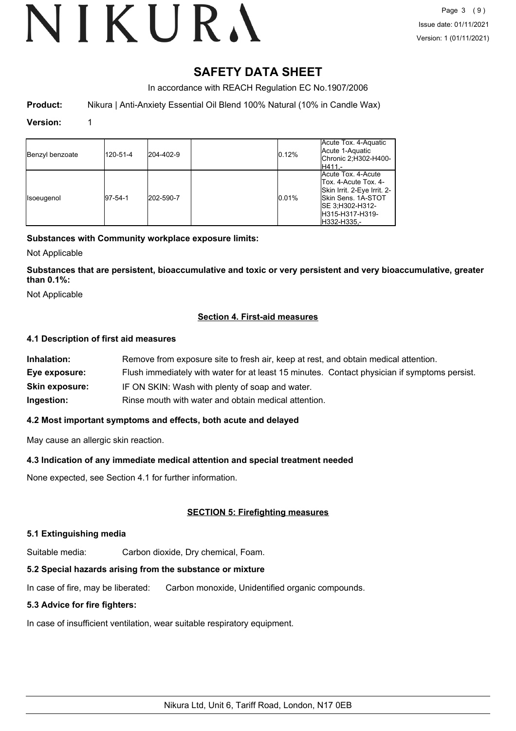# SAFETY DATA SHEET

In accordance with REACH Regulation EC No.1907/2006

**Product:** Nikura | Anti-Anxiety Essential Oil Blend 100% Natural (10% in Candle Wax)

**Version:** 1

| | | | | | |
|---|---|---|---|---|---|
| Benzyl benzoate | 120-51-4 | 204-402-9 | | 0.12% | Acute Tox. 4-Aquatic Acute 1-Aquatic Chronic 2;H302-H400-H411,- |
| Isoeugenol | 97-54-1 | 202-590-7 | | 0.01% | Acute Tox. 4-Acute Tox. 4-Acute Tox. 4-Skin Irrit. 2-Eye Irrit. 2-Skin Sens. 1A-STOT SE 3;H302-H312-H315-H317-H319-H332-H335,- |

**Substances with Community workplace exposure limits:**

Not Applicable

**Substances that are persistent, bioaccumulative and toxic or very persistent and very bioaccumulative, greater than 0.1%:**

Not Applicable

## Section 4. First-aid measures

### 4.1 Description of first aid measures

**Inhalation:** Remove from exposure site to fresh air, keep at rest, and obtain medical attention.

**Eye exposure:** Flush immediately with water for at least 15 minutes. Contact physician if symptoms persist.

**Skin exposure:** IF ON SKIN: Wash with plenty of soap and water.

**Ingestion:** Rinse mouth with water and obtain medical attention.

### 4.2 Most important symptoms and effects, both acute and delayed

May cause an allergic skin reaction.

### 4.3 Indication of any immediate medical attention and special treatment needed

None expected, see Section 4.1 for further information.

## SECTION 5: Firefighting measures

### 5.1 Extinguishing media

Suitable media: Carbon dioxide, Dry chemical, Foam.

### 5.2 Special hazards arising from the substance or mixture

In case of fire, may be liberated: Carbon monoxide, Unidentified organic compounds.

### 5.3 Advice for fire fighters:

In case of insufficient ventilation, wear suitable respiratory equipment.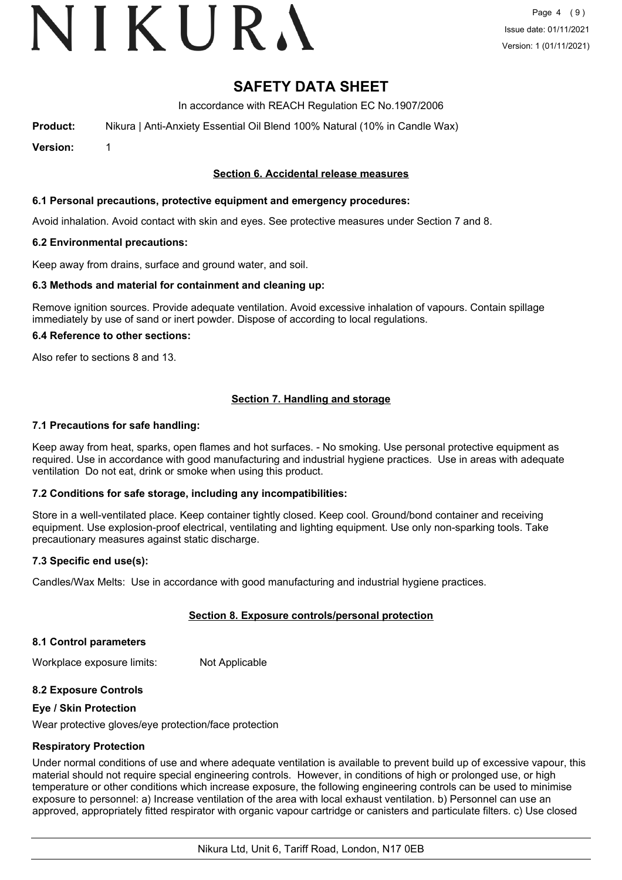# SAFETY DATA SHEET

In accordance with REACH Regulation EC No.1907/2006

**Product:** Nikura | Anti-Anxiety Essential Oil Blend 100% Natural (10% in Candle Wax)

**Version:** 1

## Section 6. Accidental release measures

### 6.1 Personal precautions, protective equipment and emergency procedures:

Avoid inhalation. Avoid contact with skin and eyes. See protective measures under Section 7 and 8.

### 6.2 Environmental precautions:

Keep away from drains, surface and ground water, and soil.

### 6.3 Methods and material for containment and cleaning up:

Remove ignition sources. Provide adequate ventilation. Avoid excessive inhalation of vapours. Contain spillage immediately by use of sand or inert powder. Dispose of according to local regulations.

### 6.4 Reference to other sections:

Also refer to sections 8 and 13.

## Section 7. Handling and storage

### 7.1 Precautions for safe handling:

Keep away from heat, sparks, open flames and hot surfaces. - No smoking. Use personal protective equipment as required. Use in accordance with good manufacturing and industrial hygiene practices. Use in areas with adequate ventilation Do not eat, drink or smoke when using this product.

### 7.2 Conditions for safe storage, including any incompatibilities:

Store in a well-ventilated place. Keep container tightly closed. Keep cool. Ground/bond container and receiving equipment. Use explosion-proof electrical, ventilating and lighting equipment. Use only non-sparking tools. Take precautionary measures against static discharge.

### 7.3 Specific end use(s):

Candles/Wax Melts: Use in accordance with good manufacturing and industrial hygiene practices.

## Section 8. Exposure controls/personal protection

### 8.1 Control parameters

Workplace exposure limits: Not Applicable

### 8.2 Exposure Controls

**Eye / Skin Protection**

Wear protective gloves/eye protection/face protection

**Respiratory Protection**

Under normal conditions of use and where adequate ventilation is available to prevent build up of excessive vapour, this material should not require special engineering controls. However, in conditions of high or prolonged use, or high temperature or other conditions which increase exposure, the following engineering controls can be used to minimise exposure to personnel: a) Increase ventilation of the area with local exhaust ventilation. b) Personnel can use an approved, appropriately fitted respirator with organic vapour cartridge or canisters and particulate filters. c) Use closed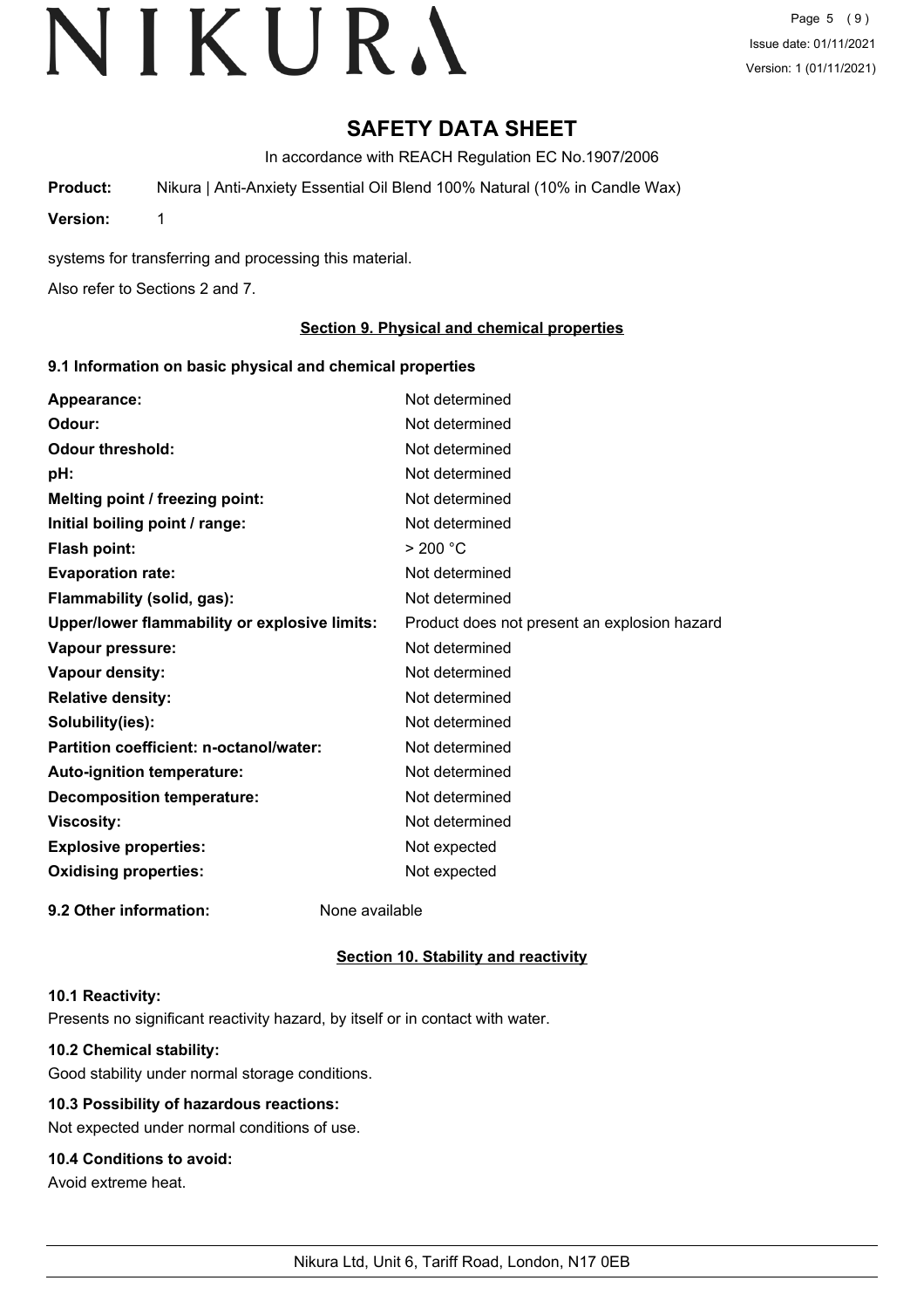# SAFETY DATA SHEET

In accordance with REACH Regulation EC No.1907/2006

**Product:** Nikura | Anti-Anxiety Essential Oil Blend 100% Natural (10% in Candle Wax)

**Version:** 1

systems for transferring and processing this material.

Also refer to Sections 2 and 7.

## Section 9. Physical and chemical properties

### 9.1 Information on basic physical and chemical properties

| | |
|---|---|
| **Appearance:** | Not determined |
| **Odour:** | Not determined |
| **Odour threshold:** | Not determined |
| **pH:** | Not determined |
| **Melting point / freezing point:** | Not determined |
| **Initial boiling point / range:** | Not determined |
| **Flash point:** | > 200 °C |
| **Evaporation rate:** | Not determined |
| **Flammability (solid, gas):** | Not determined |
| **Upper/lower flammability or explosive limits:** | Product does not present an explosion hazard |
| **Vapour pressure:** | Not determined |
| **Vapour density:** | Not determined |
| **Relative density:** | Not determined |
| **Solubility(ies):** | Not determined |
| **Partition coefficient: n-octanol/water:** | Not determined |
| **Auto-ignition temperature:** | Not determined |
| **Decomposition temperature:** | Not determined |
| **Viscosity:** | Not determined |
| **Explosive properties:** | Not expected |
| **Oxidising properties:** | Not expected |

**9.2 Other information:** None available

## Section 10. Stability and reactivity

**10.1 Reactivity:**

Presents no significant reactivity hazard, by itself or in contact with water.

**10.2 Chemical stability:**

Good stability under normal storage conditions.

**10.3 Possibility of hazardous reactions:**

Not expected under normal conditions of use.

**10.4 Conditions to avoid:**

Avoid extreme heat.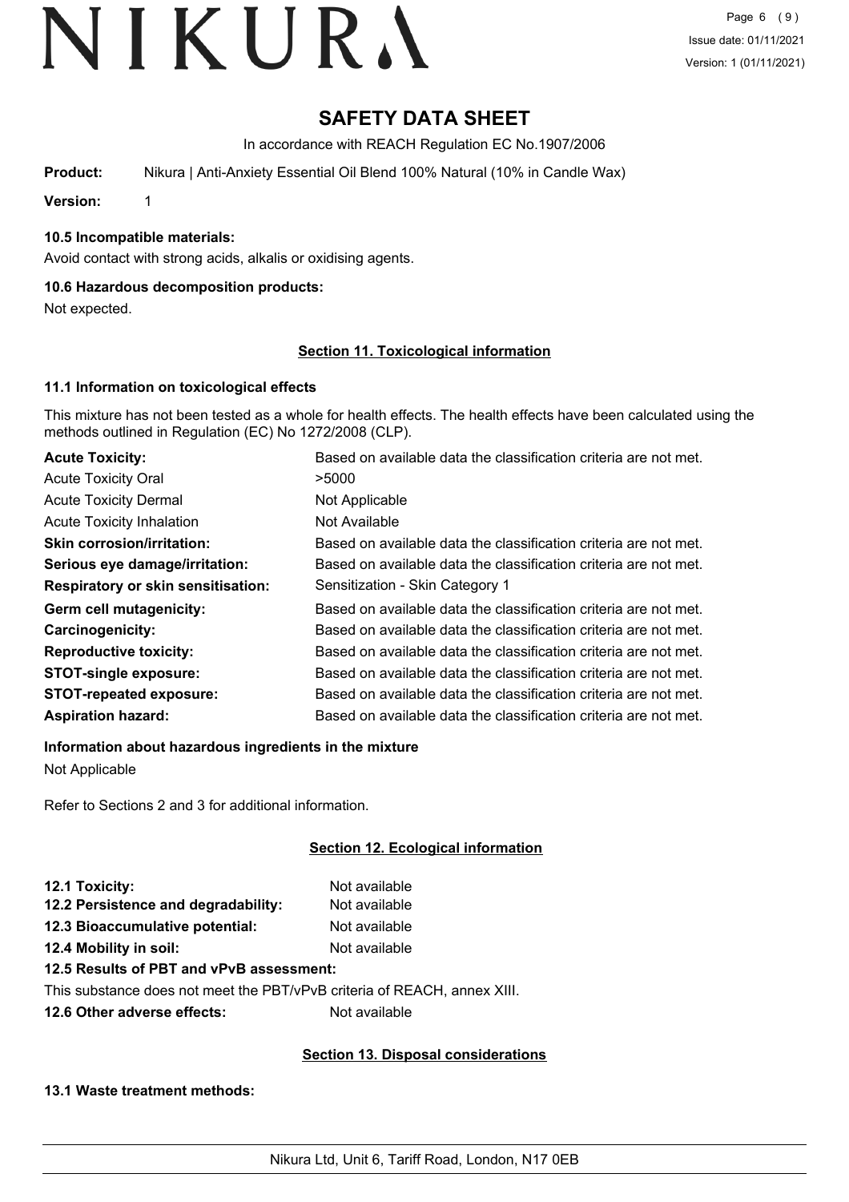# SAFETY DATA SHEET

In accordance with REACH Regulation EC No.1907/2006

**Product:** Nikura | Anti-Anxiety Essential Oil Blend 100% Natural (10% in Candle Wax)

**Version:** 1

### 10.5 Incompatible materials:

Avoid contact with strong acids, alkalis or oxidising agents.

### 10.6 Hazardous decomposition products:

Not expected.

## Section 11. Toxicological information

### 11.1 Information on toxicological effects

This mixture has not been tested as a whole for health effects. The health effects have been calculated using the methods outlined in Regulation (EC) No 1272/2008 (CLP).

| | |
|---|---|
| **Acute Toxicity:** | Based on available data the classification criteria are not met. |
| Acute Toxicity Oral | >5000 |
| Acute Toxicity Dermal | Not Applicable |
| Acute Toxicity Inhalation | Not Available |
| **Skin corrosion/irritation:** | Based on available data the classification criteria are not met. |
| **Serious eye damage/irritation:** | Based on available data the classification criteria are not met. |
| **Respiratory or skin sensitisation:** | Sensitization - Skin Category 1 |
| **Germ cell mutagenicity:** | Based on available data the classification criteria are not met. |
| **Carcinogenicity:** | Based on available data the classification criteria are not met. |
| **Reproductive toxicity:** | Based on available data the classification criteria are not met. |
| **STOT-single exposure:** | Based on available data the classification criteria are not met. |
| **STOT-repeated exposure:** | Based on available data the classification criteria are not met. |
| **Aspiration hazard:** | Based on available data the classification criteria are not met. |

### Information about hazardous ingredients in the mixture

Not Applicable

Refer to Sections 2 and 3 for additional information.

## Section 12. Ecological information

| | |
|---|---|
| **12.1 Toxicity:** | Not available |
| **12.2 Persistence and degradability:** | Not available |
| **12.3 Bioaccumulative potential:** | Not available |
| **12.4 Mobility in soil:** | Not available |

**12.5 Results of PBT and vPvB assessment:**

This substance does not meet the PBT/vPvB criteria of REACH, annex XIII.

**12.6 Other adverse effects:** Not available

## Section 13. Disposal considerations

### 13.1 Waste treatment methods: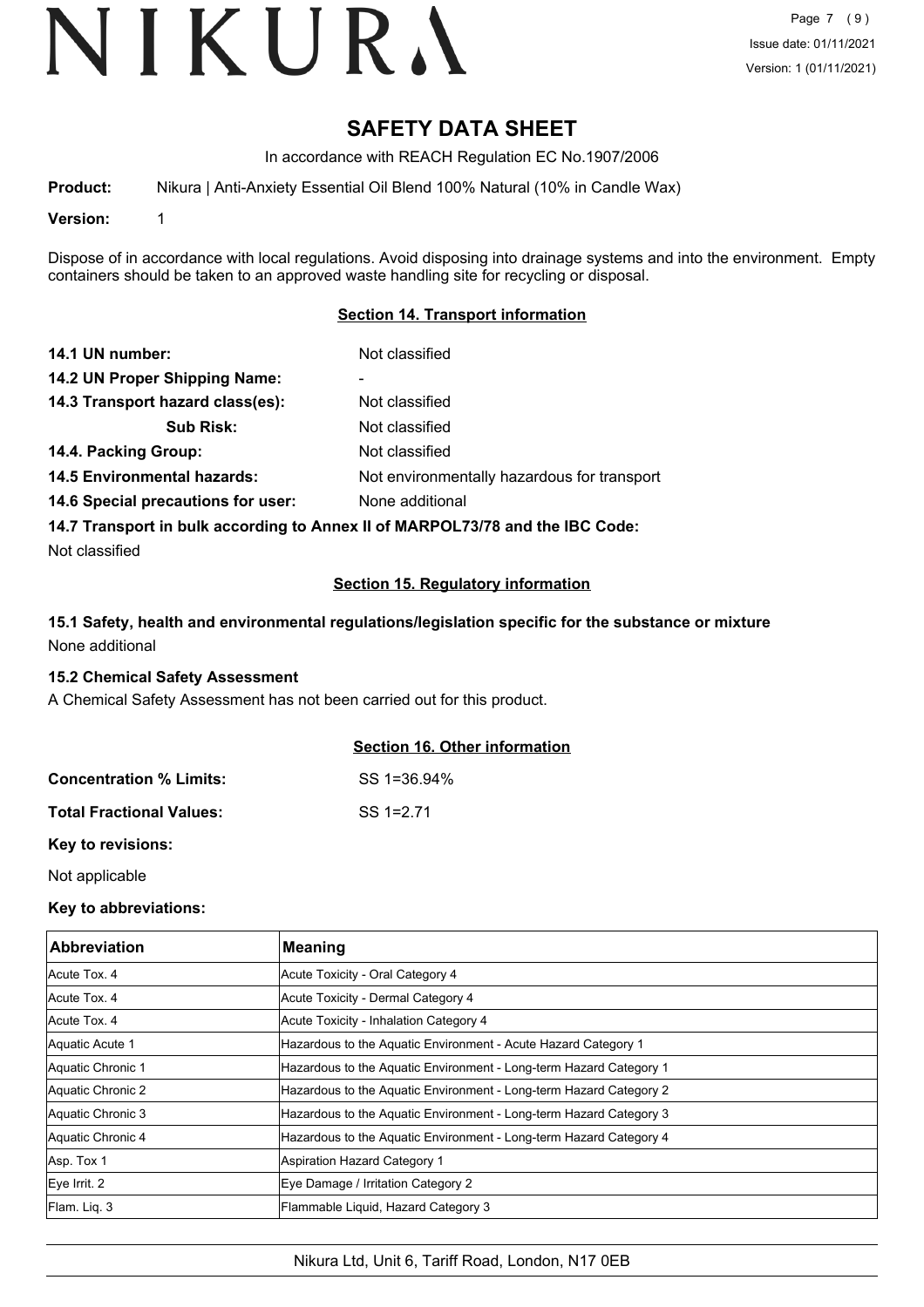# SAFETY DATA SHEET

In accordance with REACH Regulation EC No.1907/2006

**Product:** Nikura | Anti-Anxiety Essential Oil Blend 100% Natural (10% in Candle Wax)

**Version:** 1

Dispose of in accordance with local regulations. Avoid disposing into drainage systems and into the environment. Empty containers should be taken to an approved waste handling site for recycling or disposal.

## Section 14. Transport information

**14.1 UN number:** Not classified

**14.2 UN Proper Shipping Name:** -

**14.3 Transport hazard class(es):** Not classified

**Sub Risk:** Not classified

**14.4. Packing Group:** Not classified

**14.5 Environmental hazards:** Not environmentally hazardous for transport

**14.6 Special precautions for user:** None additional

**14.7 Transport in bulk according to Annex II of MARPOL73/78 and the IBC Code:**

Not classified

## Section 15. Regulatory information

**15.1 Safety, health and environmental regulations/legislation specific for the substance or mixture**

None additional

**15.2 Chemical Safety Assessment**

A Chemical Safety Assessment has not been carried out for this product.

## Section 16. Other information

**Concentration % Limits:** SS 1=36.94%

**Total Fractional Values:** SS 1=2.71

**Key to revisions:**

Not applicable

**Key to abbreviations:**

| Abbreviation | Meaning |
|---|---|
| Acute Tox. 4 | Acute Toxicity - Oral Category 4 |
| Acute Tox. 4 | Acute Toxicity - Dermal Category 4 |
| Acute Tox. 4 | Acute Toxicity - Inhalation Category 4 |
| Aquatic Acute 1 | Hazardous to the Aquatic Environment - Acute Hazard Category 1 |
| Aquatic Chronic 1 | Hazardous to the Aquatic Environment - Long-term Hazard Category 1 |
| Aquatic Chronic 2 | Hazardous to the Aquatic Environment - Long-term Hazard Category 2 |
| Aquatic Chronic 3 | Hazardous to the Aquatic Environment - Long-term Hazard Category 3 |
| Aquatic Chronic 4 | Hazardous to the Aquatic Environment - Long-term Hazard Category 4 |
| Asp. Tox 1 | Aspiration Hazard Category 1 |
| Eye Irrit. 2 | Eye Damage / Irritation Category 2 |
| Flam. Liq. 3 | Flammable Liquid, Hazard Category 3 |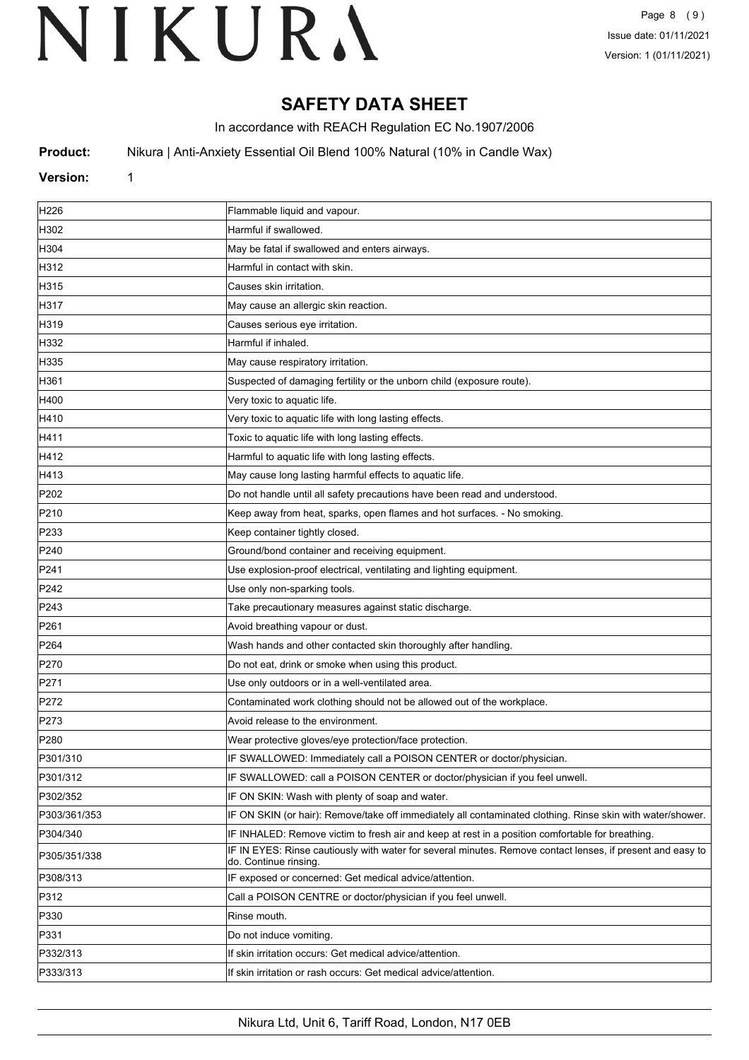# SAFETY DATA SHEET

In accordance with REACH Regulation EC No.1907/2006

**Product:** Nikura | Anti-Anxiety Essential Oil Blend 100% Natural (10% in Candle Wax)

**Version:** 1

| | |
|---|---|
| H226 | Flammable liquid and vapour. |
| H302 | Harmful if swallowed. |
| H304 | May be fatal if swallowed and enters airways. |
| H312 | Harmful in contact with skin. |
| H315 | Causes skin irritation. |
| H317 | May cause an allergic skin reaction. |
| H319 | Causes serious eye irritation. |
| H332 | Harmful if inhaled. |
| H335 | May cause respiratory irritation. |
| H361 | Suspected of damaging fertility or the unborn child (exposure route). |
| H400 | Very toxic to aquatic life. |
| H410 | Very toxic to aquatic life with long lasting effects. |
| H411 | Toxic to aquatic life with long lasting effects. |
| H412 | Harmful to aquatic life with long lasting effects. |
| H413 | May cause long lasting harmful effects to aquatic life. |
| P202 | Do not handle until all safety precautions have been read and understood. |
| P210 | Keep away from heat, sparks, open flames and hot surfaces. - No smoking. |
| P233 | Keep container tightly closed. |
| P240 | Ground/bond container and receiving equipment. |
| P241 | Use explosion-proof electrical, ventilating and lighting equipment. |
| P242 | Use only non-sparking tools. |
| P243 | Take precautionary measures against static discharge. |
| P261 | Avoid breathing vapour or dust. |
| P264 | Wash hands and other contacted skin thoroughly after handling. |
| P270 | Do not eat, drink or smoke when using this product. |
| P271 | Use only outdoors or in a well-ventilated area. |
| P272 | Contaminated work clothing should not be allowed out of the workplace. |
| P273 | Avoid release to the environment. |
| P280 | Wear protective gloves/eye protection/face protection. |
| P301/310 | IF SWALLOWED: Immediately call a POISON CENTER or doctor/physician. |
| P301/312 | IF SWALLOWED: call a POISON CENTER or doctor/physician if you feel unwell. |
| P302/352 | IF ON SKIN: Wash with plenty of soap and water. |
| P303/361/353 | IF ON SKIN (or hair): Remove/take off immediately all contaminated clothing. Rinse skin with water/shower. |
| P304/340 | IF INHALED: Remove victim to fresh air and keep at rest in a position comfortable for breathing. |
| P305/351/338 | IF IN EYES: Rinse cautiously with water for several minutes. Remove contact lenses, if present and easy to do. Continue rinsing. |
| P308/313 | IF exposed or concerned: Get medical advice/attention. |
| P312 | Call a POISON CENTRE or doctor/physician if you feel unwell. |
| P330 | Rinse mouth. |
| P331 | Do not induce vomiting. |
| P332/313 | If skin irritation occurs: Get medical advice/attention. |
| P333/313 | If skin irritation or rash occurs: Get medical advice/attention. |

Nikura Ltd, Unit 6, Tariff Road, London, N17 0EB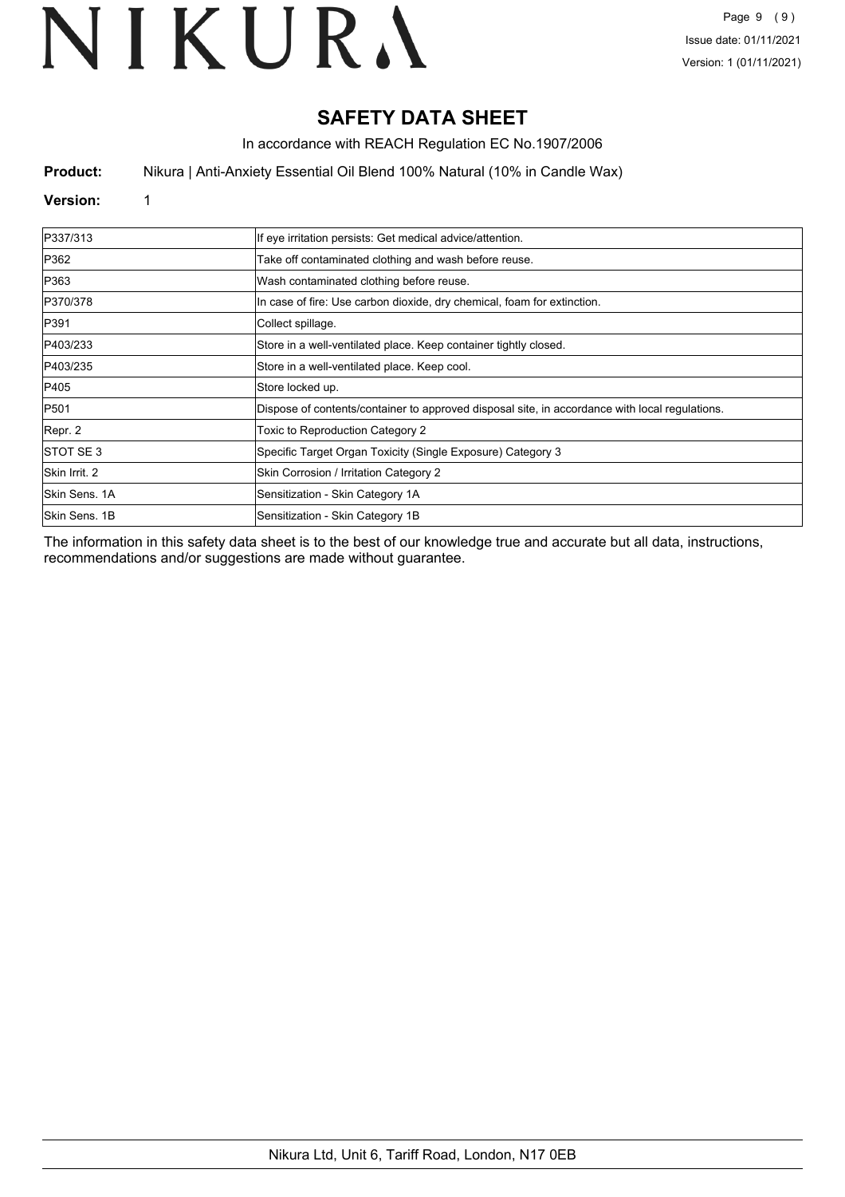# SAFETY DATA SHEET

In accordance with REACH Regulation EC No.1907/2006

**Product:** Nikura | Anti-Anxiety Essential Oil Blend 100% Natural (10% in Candle Wax)

**Version:** 1

| | |
|---|---|
| P337/313 | If eye irritation persists: Get medical advice/attention. |
| P362 | Take off contaminated clothing and wash before reuse. |
| P363 | Wash contaminated clothing before reuse. |
| P370/378 | In case of fire: Use carbon dioxide, dry chemical, foam for extinction. |
| P391 | Collect spillage. |
| P403/233 | Store in a well-ventilated place. Keep container tightly closed. |
| P403/235 | Store in a well-ventilated place. Keep cool. |
| P405 | Store locked up. |
| P501 | Dispose of contents/container to approved disposal site, in accordance with local regulations. |
| Repr. 2 | Toxic to Reproduction Category 2 |
| STOT SE 3 | Specific Target Organ Toxicity (Single Exposure) Category 3 |
| Skin Irrit. 2 | Skin Corrosion / Irritation Category 2 |
| Skin Sens. 1A | Sensitization - Skin Category 1A |
| Skin Sens. 1B | Sensitization - Skin Category 1B |

The information in this safety data sheet is to the best of our knowledge true and accurate but all data, instructions, recommendations and/or suggestions are made without guarantee.